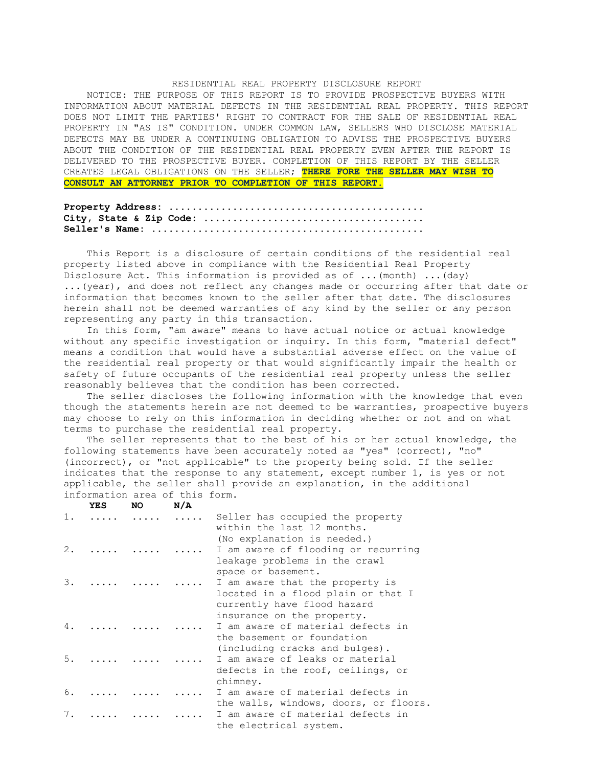# RESIDENTIAL REAL PROPERTY DISCLOSURE REPORT

NOTICE: THE PURPOSE OF THIS REPORT IS TO PROVIDE PROSPECTIVE BUYERS WITH INFORMATION ABOUT MATERIAL DEFECTS IN THE RESIDENTIAL REAL PROPERTY. THIS REPORT DOES NOT LIMIT THE PARTIES' RIGHT TO CONTRACT FOR THE SALE OF RESIDENTIAL REAL PROPERTY IN "AS IS" CONDITION. UNDER COMMON LAW, SELLERS WHO DISCLOSE MATERIAL DEFECTS MAY BE UNDER A CONTINUING OBLIGATION TO ADVISE THE PROSPECTIVE BUYERS ABOUT THE CONDITION OF THE RESIDENTIAL REAL PROPERTY EVEN AFTER THE REPORT IS DELIVERED TO THE PROSPECTIVE BUYER. COMPLETION OF THIS REPORT BY THE SELLER CREATES LEGAL OBLIGATIONS ON THE SELLER; **THERE FORE THE SELLER MAY WISH TO CONSULT AN ATTORNEY PRIOR TO COMPLETION OF THIS REPORT.**

**Property Address:** ..........................................
**City, State & Zip Code:** ....................................
**Seller's Name:** ..............................................

This Report is a disclosure of certain conditions of the residential real property listed above in compliance with the Residential Real Property Disclosure Act. This information is provided as of ...(month) ...(day) ...(year), and does not reflect any changes made or occurring after that date or information that becomes known to the seller after that date. The disclosures herein shall not be deemed warranties of any kind by the seller or any person representing any party in this transaction.

In this form, "am aware" means to have actual notice or actual knowledge without any specific investigation or inquiry. In this form, "material defect" means a condition that would have a substantial adverse effect on the value of the residential real property or that would significantly impair the health or safety of future occupants of the residential real property unless the seller reasonably believes that the condition has been corrected.

The seller discloses the following information with the knowledge that even though the statements herein are not deemed to be warranties, prospective buyers may choose to rely on this information in deciding whether or not and on what terms to purchase the residential real property.

The seller represents that to the best of his or her actual knowledge, the following statements have been accurately noted as "yes" (correct), "no" (incorrect), or "not applicable" to the property being sold. If the seller indicates that the response to any statement, except number 1, is yes or not applicable, the seller shall provide an explanation, in the additional information area of this form.

| | **YES** | **NO** | **N/A** | |
|---|---|---|---|---|
| 1. | ..... | ..... | ..... | Seller has occupied the property within the last 12 months. (No explanation is needed.) |
| 2. | ..... | ..... | ..... | I am aware of flooding or recurring leakage problems in the crawl space or basement. |
| 3. | ..... | ..... | ..... | I am aware that the property is located in a flood plain or that I currently have flood hazard insurance on the property. |
| 4. | ..... | ..... | ..... | I am aware of material defects in the basement or foundation (including cracks and bulges). |
| 5. | ..... | ..... | ..... | I am aware of leaks or material defects in the roof, ceilings, or chimney. |
| 6. | ..... | ..... | ..... | I am aware of material defects in the walls, windows, doors, or floors. |
| 7. | ..... | ..... | ..... | I am aware of material defects in the electrical system. |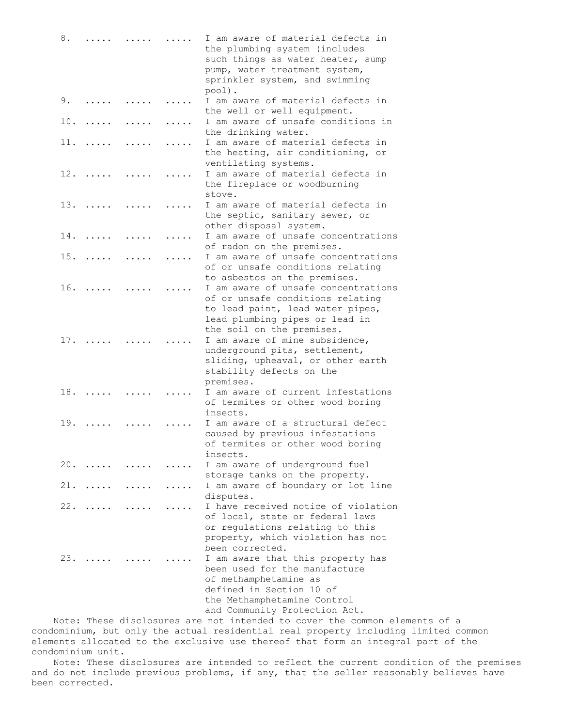8. ..... ..... ..... I am aware of material defects in the plumbing system (includes such things as water heater, sump pump, water treatment system, sprinkler system, and swimming pool).

9. ..... ..... ..... I am aware of material defects in the well or well equipment.

10. ..... ..... ..... I am aware of unsafe conditions in the drinking water.

11. ..... ..... ..... I am aware of material defects in the heating, air conditioning, or ventilating systems.

12. ..... ..... ..... I am aware of material defects in the fireplace or woodburning stove.

13. ..... ..... ..... I am aware of material defects in the septic, sanitary sewer, or other disposal system.

14. ..... ..... ..... I am aware of unsafe concentrations of radon on the premises.

15. ..... ..... ..... I am aware of unsafe concentrations of or unsafe conditions relating to asbestos on the premises.

16. ..... ..... ..... I am aware of unsafe concentrations of or unsafe conditions relating to lead paint, lead water pipes, lead plumbing pipes or lead in the soil on the premises.

17. ..... ..... ..... I am aware of mine subsidence, underground pits, settlement, sliding, upheaval, or other earth stability defects on the premises.

18. ..... ..... ..... I am aware of current infestations of termites or other wood boring insects.

19. ..... ..... ..... I am aware of a structural defect caused by previous infestations of termites or other wood boring insects.

20. ..... ..... ..... I am aware of underground fuel storage tanks on the property.

21. ..... ..... ..... I am aware of boundary or lot line disputes.

22. ..... ..... ..... I have received notice of violation of local, state or federal laws or regulations relating to this property, which violation has not been corrected.

23. ..... ..... ..... I am aware that this property has been used for the manufacture of methamphetamine as defined in Section 10 of the Methamphetamine Control and Community Protection Act.

Note: These disclosures are not intended to cover the common elements of a condominium, but only the actual residential real property including limited common elements allocated to the exclusive use thereof that form an integral part of the condominium unit.

Note: These disclosures are intended to reflect the current condition of the premises and do not include previous problems, if any, that the seller reasonably believes have been corrected.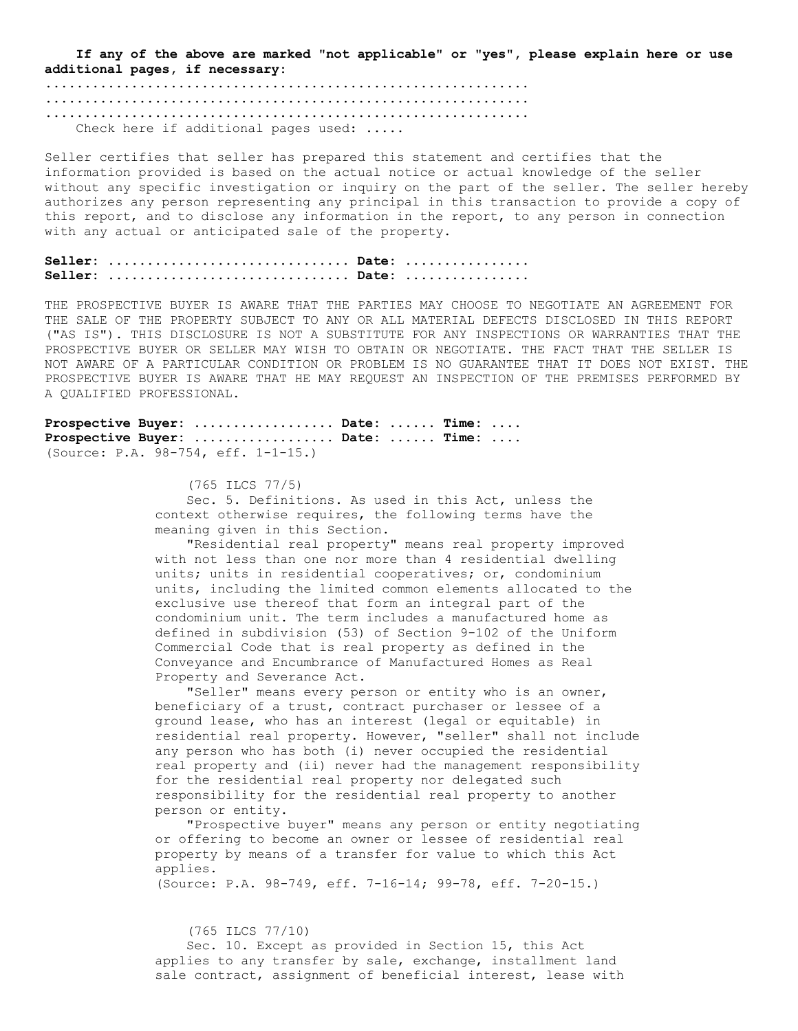**If any of the above are marked "not applicable" or "yes", please explain here or use additional pages, if necessary:**

............................................................

............................................................

............................................................

Check here if additional pages used: .....

Seller certifies that seller has prepared this statement and certifies that the information provided is based on the actual notice or actual knowledge of the seller without any specific investigation or inquiry on the part of the seller. The seller hereby authorizes any person representing any principal in this transaction to provide a copy of this report, and to disclose any information in the report, to any person in connection with any actual or anticipated sale of the property.

**Seller:** .............................. **Date:** ................

**Seller:** .............................. **Date:** ................

THE PROSPECTIVE BUYER IS AWARE THAT THE PARTIES MAY CHOOSE TO NEGOTIATE AN AGREEMENT FOR THE SALE OF THE PROPERTY SUBJECT TO ANY OR ALL MATERIAL DEFECTS DISCLOSED IN THIS REPORT ("AS IS"). THIS DISCLOSURE IS NOT A SUBSTITUTE FOR ANY INSPECTIONS OR WARRANTIES THAT THE PROSPECTIVE BUYER OR SELLER MAY WISH TO OBTAIN OR NEGOTIATE. THE FACT THAT THE SELLER IS NOT AWARE OF A PARTICULAR CONDITION OR PROBLEM IS NO GUARANTEE THAT IT DOES NOT EXIST. THE PROSPECTIVE BUYER IS AWARE THAT HE MAY REQUEST AN INSPECTION OF THE PREMISES PERFORMED BY A QUALIFIED PROFESSIONAL.

**Prospective Buyer:** .................. **Date:** ...... **Time:** ....

**Prospective Buyer:** .................. **Date:** ...... **Time:** ....

(Source: P.A. 98-754, eff. 1-1-15.)

(765 ILCS 77/5)

Sec. 5. Definitions. As used in this Act, unless the context otherwise requires, the following terms have the meaning given in this Section.

"Residential real property" means real property improved with not less than one nor more than 4 residential dwelling units; units in residential cooperatives; or, condominium units, including the limited common elements allocated to the exclusive use thereof that form an integral part of the condominium unit. The term includes a manufactured home as defined in subdivision (53) of Section 9-102 of the Uniform Commercial Code that is real property as defined in the Conveyance and Encumbrance of Manufactured Homes as Real Property and Severance Act.

"Seller" means every person or entity who is an owner, beneficiary of a trust, contract purchaser or lessee of a ground lease, who has an interest (legal or equitable) in residential real property. However, "seller" shall not include any person who has both (i) never occupied the residential real property and (ii) never had the management responsibility for the residential real property nor delegated such responsibility for the residential real property to another person or entity.

"Prospective buyer" means any person or entity negotiating or offering to become an owner or lessee of residential real property by means of a transfer for value to which this Act applies.

(Source: P.A. 98-749, eff. 7-16-14; 99-78, eff. 7-20-15.)

(765 ILCS 77/10)

Sec. 10. Except as provided in Section 15, this Act applies to any transfer by sale, exchange, installment land sale contract, assignment of beneficial interest, lease with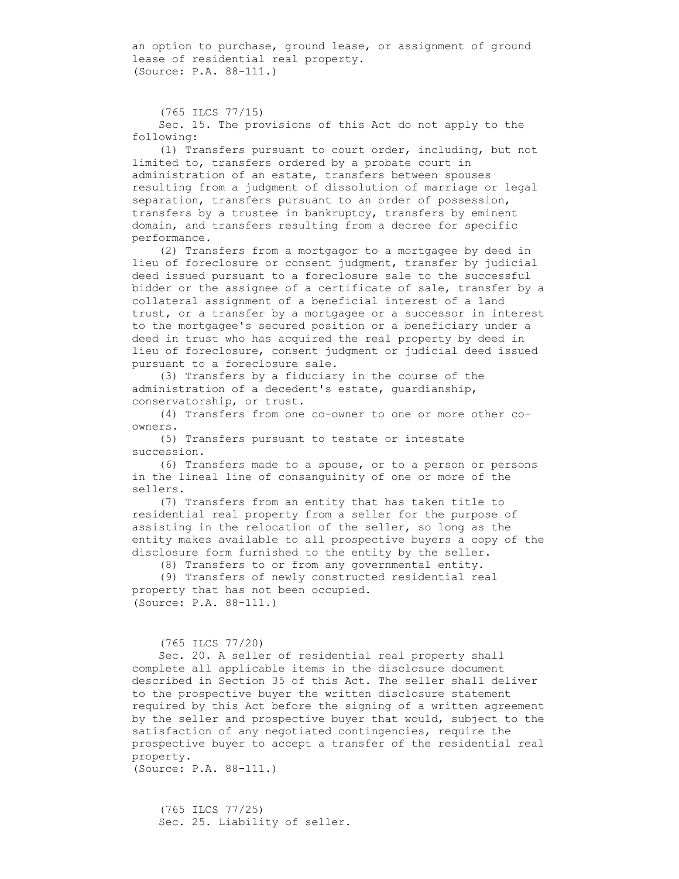an option to purchase, ground lease, or assignment of ground lease of residential real property.
(Source: P.A. 88-111.)

(765 ILCS 77/15)

Sec. 15. The provisions of this Act do not apply to the following:

(1) Transfers pursuant to court order, including, but not limited to, transfers ordered by a probate court in administration of an estate, transfers between spouses resulting from a judgment of dissolution of marriage or legal separation, transfers pursuant to an order of possession, transfers by a trustee in bankruptcy, transfers by eminent domain, and transfers resulting from a decree for specific performance.

(2) Transfers from a mortgagor to a mortgagee by deed in lieu of foreclosure or consent judgment, transfer by judicial deed issued pursuant to a foreclosure sale to the successful bidder or the assignee of a certificate of sale, transfer by a collateral assignment of a beneficial interest of a land trust, or a transfer by a mortgagee or a successor in interest to the mortgagee's secured position or a beneficiary under a deed in trust who has acquired the real property by deed in lieu of foreclosure, consent judgment or judicial deed issued pursuant to a foreclosure sale.

(3) Transfers by a fiduciary in the course of the administration of a decedent's estate, guardianship, conservatorship, or trust.

(4) Transfers from one co-owner to one or more other co-owners.

(5) Transfers pursuant to testate or intestate succession.

(6) Transfers made to a spouse, or to a person or persons in the lineal line of consanguinity of one or more of the sellers.

(7) Transfers from an entity that has taken title to residential real property from a seller for the purpose of assisting in the relocation of the seller, so long as the entity makes available to all prospective buyers a copy of the disclosure form furnished to the entity by the seller.

(8) Transfers to or from any governmental entity.

(9) Transfers of newly constructed residential real property that has not been occupied.
(Source: P.A. 88-111.)

(765 ILCS 77/20)

Sec. 20. A seller of residential real property shall complete all applicable items in the disclosure document described in Section 35 of this Act. The seller shall deliver to the prospective buyer the written disclosure statement required by this Act before the signing of a written agreement by the seller and prospective buyer that would, subject to the satisfaction of any negotiated contingencies, require the prospective buyer to accept a transfer of the residential real property.
(Source: P.A. 88-111.)

(765 ILCS 77/25)

Sec. 25. Liability of seller.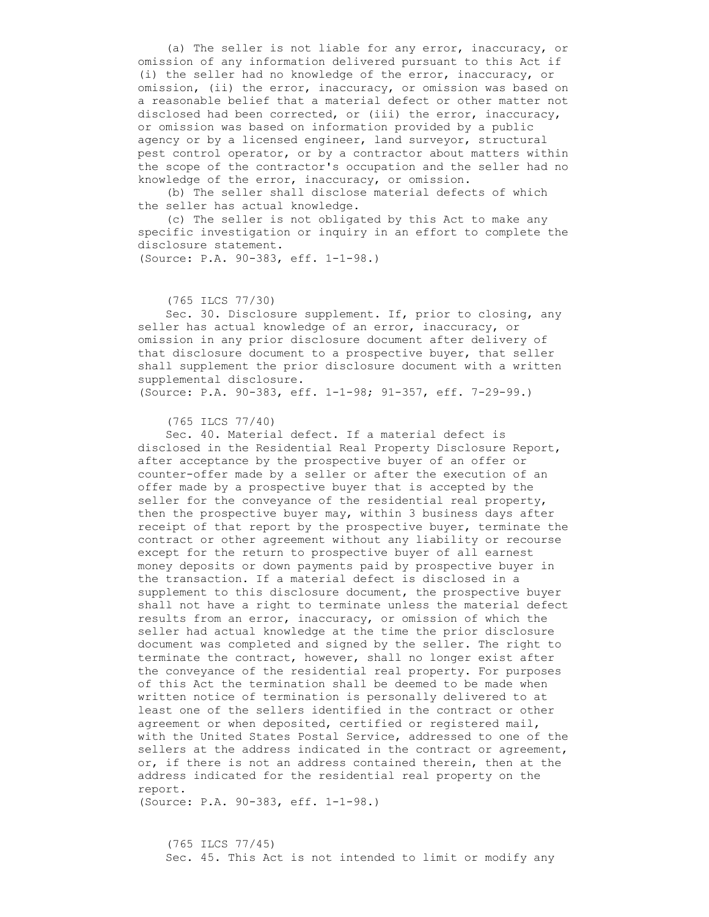(a) The seller is not liable for any error, inaccuracy, or omission of any information delivered pursuant to this Act if (i) the seller had no knowledge of the error, inaccuracy, or omission, (ii) the error, inaccuracy, or omission was based on a reasonable belief that a material defect or other matter not disclosed had been corrected, or (iii) the error, inaccuracy, or omission was based on information provided by a public agency or by a licensed engineer, land surveyor, structural pest control operator, or by a contractor about matters within the scope of the contractor's occupation and the seller had no knowledge of the error, inaccuracy, or omission.

(b) The seller shall disclose material defects of which the seller has actual knowledge.

(c) The seller is not obligated by this Act to make any specific investigation or inquiry in an effort to complete the disclosure statement.

(Source: P.A. 90-383, eff. 1-1-98.)

(765 ILCS 77/30)

Sec. 30. Disclosure supplement. If, prior to closing, any seller has actual knowledge of an error, inaccuracy, or omission in any prior disclosure document after delivery of that disclosure document to a prospective buyer, that seller shall supplement the prior disclosure document with a written supplemental disclosure.

(Source: P.A. 90-383, eff. 1-1-98; 91-357, eff. 7-29-99.)

(765 ILCS 77/40)

Sec. 40. Material defect. If a material defect is disclosed in the Residential Real Property Disclosure Report, after acceptance by the prospective buyer of an offer or counter-offer made by a seller or after the execution of an offer made by a prospective buyer that is accepted by the seller for the conveyance of the residential real property, then the prospective buyer may, within 3 business days after receipt of that report by the prospective buyer, terminate the contract or other agreement without any liability or recourse except for the return to prospective buyer of all earnest money deposits or down payments paid by prospective buyer in the transaction. If a material defect is disclosed in a supplement to this disclosure document, the prospective buyer shall not have a right to terminate unless the material defect results from an error, inaccuracy, or omission of which the seller had actual knowledge at the time the prior disclosure document was completed and signed by the seller. The right to terminate the contract, however, shall no longer exist after the conveyance of the residential real property. For purposes of this Act the termination shall be deemed to be made when written notice of termination is personally delivered to at least one of the sellers identified in the contract or other agreement or when deposited, certified or registered mail, with the United States Postal Service, addressed to one of the sellers at the address indicated in the contract or agreement, or, if there is not an address contained therein, then at the address indicated for the residential real property on the report.

(Source: P.A. 90-383, eff. 1-1-98.)

(765 ILCS 77/45)

Sec. 45. This Act is not intended to limit or modify any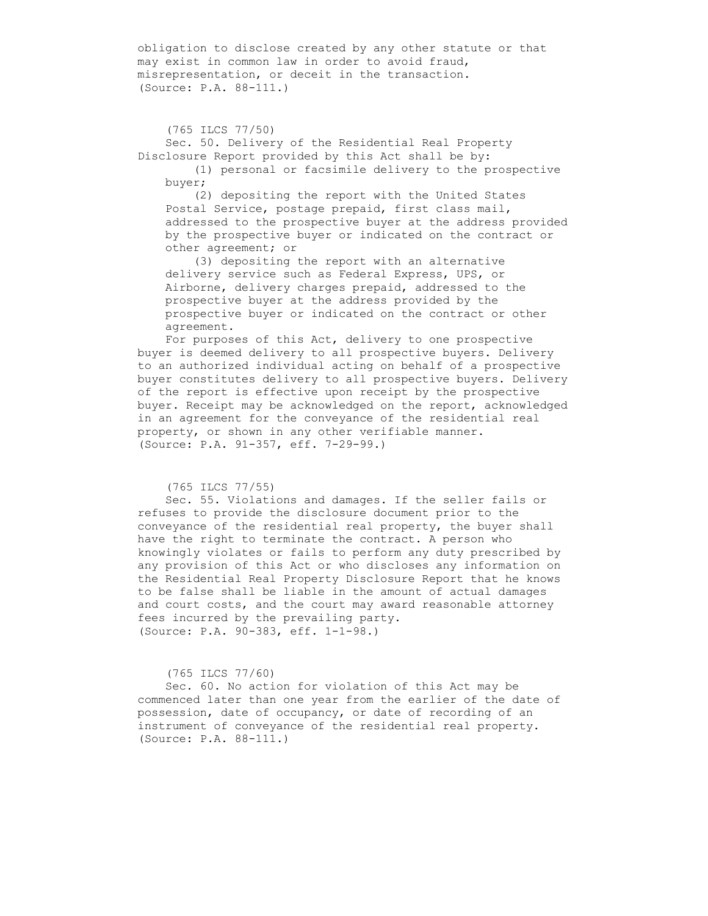obligation to disclose created by any other statute or that may exist in common law in order to avoid fraud, misrepresentation, or deceit in the transaction.
(Source: P.A. 88-111.)

(765 ILCS 77/50)

Sec. 50. Delivery of the Residential Real Property Disclosure Report provided by this Act shall be by:

(1) personal or facsimile delivery to the prospective buyer;

(2) depositing the report with the United States Postal Service, postage prepaid, first class mail, addressed to the prospective buyer at the address provided by the prospective buyer or indicated on the contract or other agreement; or

(3) depositing the report with an alternative delivery service such as Federal Express, UPS, or Airborne, delivery charges prepaid, addressed to the prospective buyer at the address provided by the prospective buyer or indicated on the contract or other agreement.

For purposes of this Act, delivery to one prospective buyer is deemed delivery to all prospective buyers. Delivery to an authorized individual acting on behalf of a prospective buyer constitutes delivery to all prospective buyers. Delivery of the report is effective upon receipt by the prospective buyer. Receipt may be acknowledged on the report, acknowledged in an agreement for the conveyance of the residential real property, or shown in any other verifiable manner.
(Source: P.A. 91-357, eff. 7-29-99.)

(765 ILCS 77/55)

Sec. 55. Violations and damages. If the seller fails or refuses to provide the disclosure document prior to the conveyance of the residential real property, the buyer shall have the right to terminate the contract. A person who knowingly violates or fails to perform any duty prescribed by any provision of this Act or who discloses any information on the Residential Real Property Disclosure Report that he knows to be false shall be liable in the amount of actual damages and court costs, and the court may award reasonable attorney fees incurred by the prevailing party.
(Source: P.A. 90-383, eff. 1-1-98.)

(765 ILCS 77/60)

Sec. 60. No action for violation of this Act may be commenced later than one year from the earlier of the date of possession, date of occupancy, or date of recording of an instrument of conveyance of the residential real property.
(Source: P.A. 88-111.)